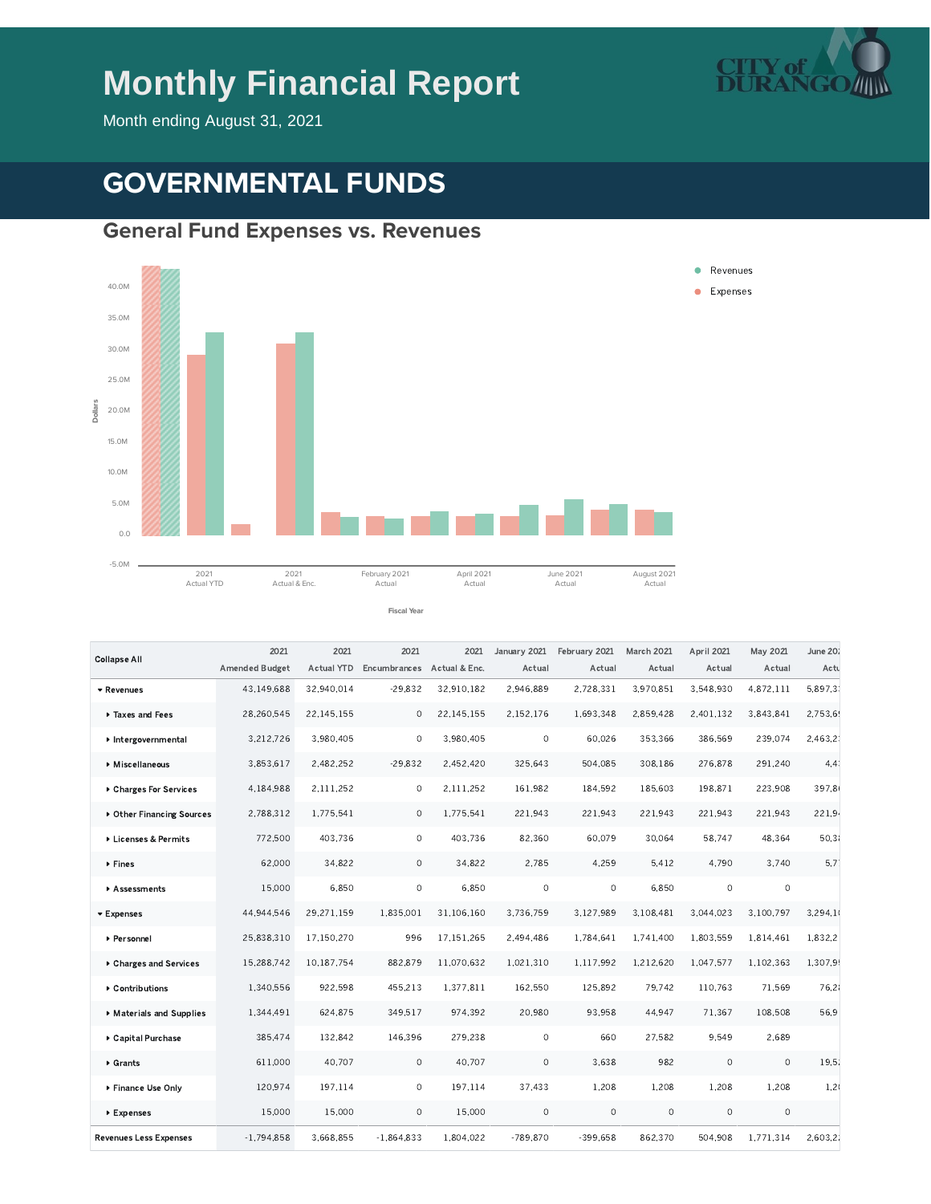# Monthly Financial Report

Month ending August 31, 2021

# GOVERNMENTAL FUNDS

## General Fund Expenses vs. Revenues

| Collapse All | 2021 Amended Budget | 2021 Actual YTD | 2021 Encumbrances | 2021 Actual & Enc. | January 2021 Actual | February 2021 Actual | March 2021 Actual | April 2021 Actual | May 2021 Actual | June 2021 Actual |
|---|---|---|---|---|---|---|---|---|---|---|
| ▾ Revenues | 43,149,688 | 32,940,014 | -29,832 | 32,910,182 | 2,946,889 | 2,728,331 | 3,970,851 | 3,548,930 | 4,872,111 | 5,897,3 |
| ▸ Taxes and Fees | 28,260,545 | 22,145,155 | 0 | 22,145,155 | 2,152,176 | 1,693,348 | 2,859,428 | 2,401,132 | 3,843,841 | 2,753,6 |
| ▸ Intergovernmental | 3,212,726 | 3,980,405 | 0 | 3,980,405 | 0 | 60,026 | 353,366 | 386,569 | 239,074 | 2,463,2 |
| ▸ Miscellaneous | 3,853,617 | 2,482,252 | -29,832 | 2,452,420 | 325,643 | 504,085 | 308,186 | 276,878 | 291,240 | 4,4 |
| ▸ Charges For Services | 4,184,988 | 2,111,252 | 0 | 2,111,252 | 161,982 | 184,592 | 185,603 | 198,871 | 223,908 | 397,8 |
| ▸ Other Financing Sources | 2,788,312 | 1,775,541 | 0 | 1,775,541 | 221,943 | 221,943 | 221,943 | 221,943 | 221,943 | 221,9 |
| ▸ Licenses & Permits | 772,500 | 403,736 | 0 | 403,736 | 82,360 | 60,079 | 30,064 | 58,747 | 48,364 | 50,3 |
| ▸ Fines | 62,000 | 34,822 | 0 | 34,822 | 2,785 | 4,259 | 5,412 | 4,790 | 3,740 | 5,7 |
| ▸ Assessments | 15,000 | 6,850 | 0 | 6,850 | 0 | 0 | 6,850 | 0 | 0 | |
| ▾ Expenses | 44,944,546 | 29,271,159 | 1,835,001 | 31,106,160 | 3,736,759 | 3,127,989 | 3,108,481 | 3,044,023 | 3,100,797 | 3,294,1 |
| ▸ Personnel | 25,838,310 | 17,150,270 | 996 | 17,151,265 | 2,494,486 | 1,784,641 | 1,741,400 | 1,803,559 | 1,814,461 | 1,832,2 |
| ▸ Charges and Services | 15,288,742 | 10,187,754 | 882,879 | 11,070,632 | 1,021,310 | 1,117,992 | 1,212,620 | 1,047,577 | 1,102,363 | 1,307,9 |
| ▸ Contributions | 1,340,556 | 922,598 | 455,213 | 1,377,811 | 162,550 | 125,892 | 79,742 | 110,763 | 71,569 | 76,2 |
| ▸ Materials and Supplies | 1,344,491 | 624,875 | 349,517 | 974,392 | 20,980 | 93,958 | 44,947 | 71,367 | 108,508 | 56,9 |
| ▸ Capital Purchase | 385,474 | 132,842 | 146,396 | 279,238 | 0 | 660 | 27,582 | 9,549 | 2,689 | |
| ▸ Grants | 611,000 | 40,707 | 0 | 40,707 | 0 | 3,638 | 982 | 0 | 0 | 19,5 |
| ▸ Finance Use Only | 120,974 | 197,114 | 0 | 197,114 | 37,433 | 1,208 | 1,208 | 1,208 | 1,208 | 1,2 |
| ▸ Expenses | 15,000 | 15,000 | 0 | 15,000 | 0 | 0 | 0 | 0 | 0 | |
| Revenues Less Expenses | -1,794,858 | 3,668,855 | -1,864,833 | 1,804,022 | -789,870 | -399,658 | 862,370 | 504,908 | 1,771,314 | 2,603,2 |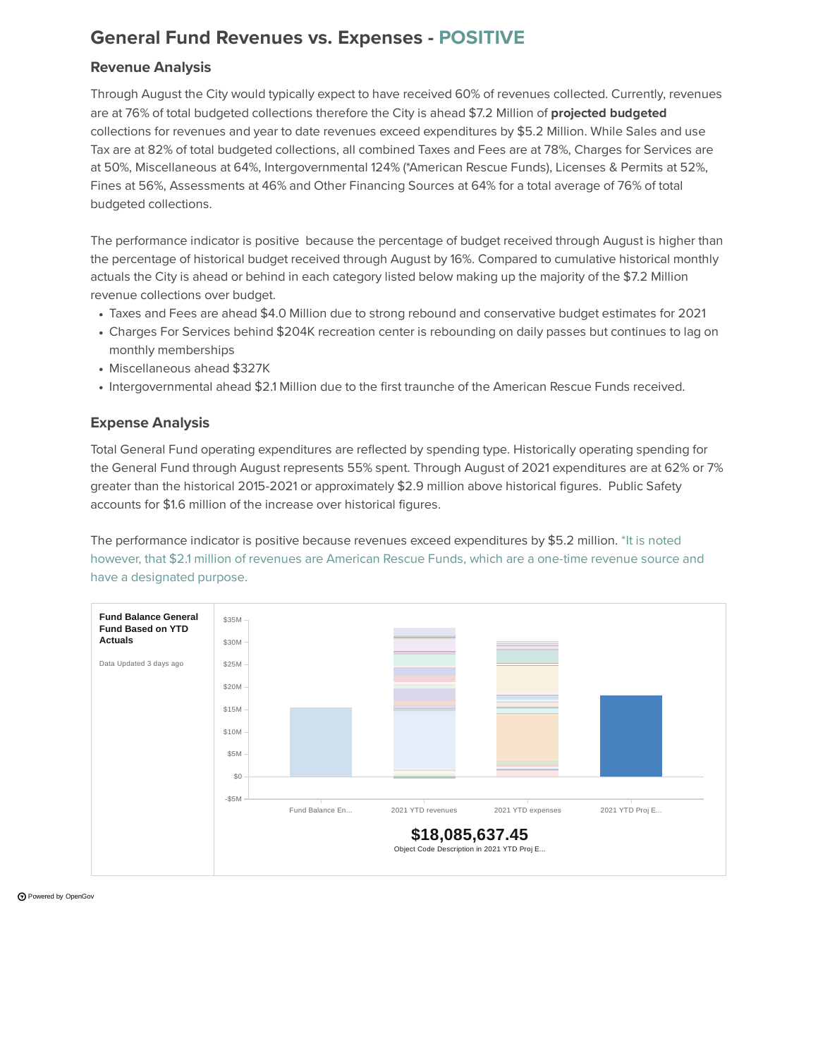# General Fund Revenues vs. Expenses - POSITIVE

## Revenue Analysis

Through August the City would typically expect to have received 60% of revenues collected. Currently, revenues are at 76% of total budgeted collections therefore the City is ahead $7.2 Million of **projected budgeted** collections for revenues and year to date revenues exceed expenditures by $5.2 Million. While Sales and use Tax are at 82% of total budgeted collections, all combined Taxes and Fees are at 78%, Charges for Services are at 50%, Miscellaneous at 64%, Intergovernmental 124% (*American Rescue Funds), Licenses & Permits at 52%, Fines at 56%, Assessments at 46% and Other Financing Sources at 64% for a total average of 76% of total budgeted collections.

The performance indicator is positive because the percentage of budget received through August is higher than the percentage of historical budget received through August by 16%. Compared to cumulative historical monthly actuals the City is ahead or behind in each category listed below making up the majority of the $7.2 Million revenue collections over budget.

- Taxes and Fees are ahead $4.0 Million due to strong rebound and conservative budget estimates for 2021
- Charges For Services behind $204K recreation center is rebounding on daily passes but continues to lag on monthly memberships
- Miscellaneous ahead $327K
- Intergovernmental ahead $2.1 Million due to the first traunche of the American Rescue Funds received.

## Expense Analysis

Total General Fund operating expenditures are reflected by spending type. Historically operating spending for the General Fund through August represents 55% spent. Through August of 2021 expenditures are at 62% or 7% greater than the historical 2015-2021 or approximately $2.9 million above historical figures. Public Safety accounts for $1.6 million of the increase over historical figures.

The performance indicator is positive because revenues exceed expenditures by $5.2 million. *It is noted however, that $2.1 million of revenues are American Rescue Funds, which are a one-time revenue source and have a designated purpose.

**Fund Balance General Fund Based on YTD Actuals**

Data Updated 3 days ago

$35M, $30M, $25M, $20M, $15M, $10M, $5M, $0, -$5M

Fund Balance En... | 2021 YTD revenues | 2021 YTD expenses | 2021 YTD Proj E...

**$18,085,637.45**

Object Code Description in 2021 YTD Proj E...

Powered by OpenGov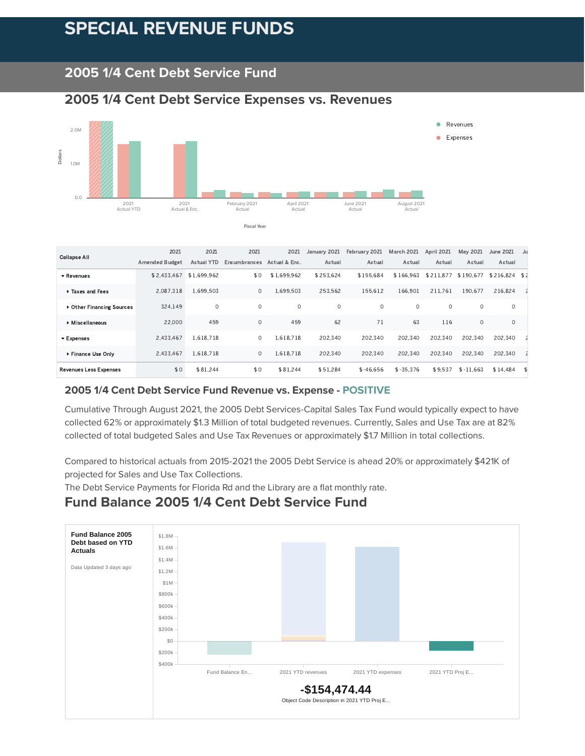# SPECIAL REVENUE FUNDS

## 2005 1/4 Cent Debt Service Fund

### 2005 1/4 Cent Debt Service Expenses vs. Revenues

| Collapse All | 2021 Amended Budget | 2021 Actual YTD | 2021 Encumbrances | 2021 Actual & Enc. | January 2021 Actual | February 2021 Actual | March 2021 Actual | April 2021 Actual | May 2021 Actual | June 2021 Actual | Ju |
|---|---|---|---|---|---|---|---|---|---|---|---|
| ▾ Revenues | $ 2,433,467 | $ 1,699,962 | $ 0 | $ 1,699,962 | $ 253,624 | $ 155,684 | $ 166,963 | $ 211,877 | $ 190,677 | $ 216,824 | $ 2 |
| ▸ Taxes and Fees | 2,087,318 | 1,699,503 | 0 | 1,699,503 | 253,562 | 155,612 | 166,901 | 211,761 | 190,677 | 216,824 | 2 |
| ▸ Other Financing Sources | 324,149 | 0 | 0 | 0 | 0 | 0 | 0 | 0 | 0 | 0 | |
| ▸ Miscellaneous | 22,000 | 459 | 0 | 459 | 62 | 71 | 63 | 116 | 0 | 0 | |
| ▾ Expenses | 2,433,467 | 1,618,718 | 0 | 1,618,718 | 202,340 | 202,340 | 202,340 | 202,340 | 202,340 | 202,340 | 2 |
| ▸ Finance Use Only | 2,433,467 | 1,618,718 | 0 | 1,618,718 | 202,340 | 202,340 | 202,340 | 202,340 | 202,340 | 202,340 | 2 |
| Revenues Less Expenses | $ 0 | $ 81,244 | $ 0 | $ 81,244 | $ 51,284 | $ -46,656 | $ -35,376 | $ 9,537 | $ -11,663 | $ 14,484 | $ |

### 2005 1/4 Cent Debt Service Fund Revenue vs. Expense - POSITIVE

Cumulative Through August 2021, the 2005 Debt Services-Capital Sales Tax Fund would typically expect to have collected 62% or approximately $1.3 Million of total budgeted revenues. Currently, Sales and Use Tax are at 82% collected of total budgeted Sales and Use Tax Revenues or approximately $1.7 Million in total collections.

Compared to historical actuals from 2015-2021 the 2005 Debt Service is ahead 20% or approximately $421K of projected for Sales and Use Tax Collections.
The Debt Service Payments for Florida Rd and the Library are a flat monthly rate.

## Fund Balance 2005 1/4 Cent Debt Service Fund

**Fund Balance 2005 Debt based on YTD Actuals**

Data Updated 3 days ago

**-$154,474.44**

Object Code Description in 2021 YTD Proj E...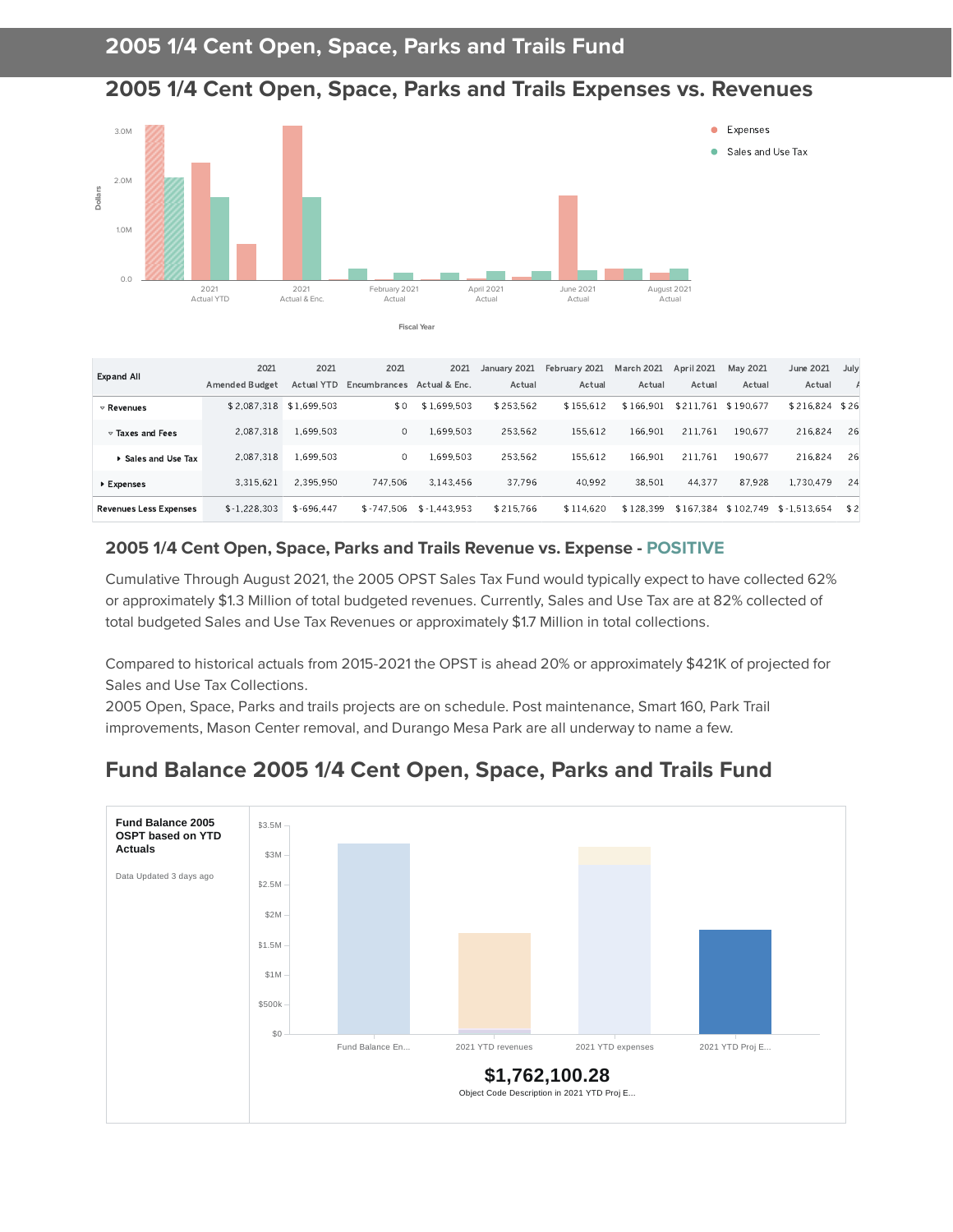# 2005 1/4 Cent Open, Space, Parks and Trails Fund

## 2005 1/4 Cent Open, Space, Parks and Trails Expenses vs. Revenues

| Expand All | 2021 Amended Budget | 2021 Actual YTD | 2021 Encumbrances | 2021 Actual & Enc. | January 2021 Actual | February 2021 Actual | March 2021 Actual | April 2021 Actual | May 2021 Actual | June 2021 Actual | July |
|---|---|---|---|---|---|---|---|---|---|---|---|
| Revenues | $ 2,087,318 | $ 1,699,503 | $ 0 | $ 1,699,503 | $ 253,562 | $ 155,612 | $ 166,901 | $ 211,761 | $ 190,677 | $ 216,824 | $ 26 |
| Taxes and Fees | 2,087,318 | 1,699,503 | 0 | 1,699,503 | 253,562 | 155,612 | 166,901 | 211,761 | 190,677 | 216,824 | 26 |
| Sales and Use Tax | 2,087,318 | 1,699,503 | 0 | 1,699,503 | 253,562 | 155,612 | 166,901 | 211,761 | 190,677 | 216,824 | 26 |
| Expenses | 3,315,621 | 2,395,950 | 747,506 | 3,143,456 | 37,796 | 40,992 | 38,501 | 44,377 | 87,928 | 1,730,479 | 24 |
| Revenues Less Expenses | $ -1,228,303 | $ -696,447 | $ -747,506 | $ -1,443,953 | $ 215,766 | $ 114,620 | $ 128,399 | $ 167,384 | $ 102,749 | $ -1,513,654 | $ 2 |

### 2005 1/4 Cent Open, Space, Parks and Trails Revenue vs. Expense - POSITIVE

Cumulative Through August 2021, the 2005 OPST Sales Tax Fund would typically expect to have collected 62% or approximately $1.3 Million of total budgeted revenues. Currently, Sales and Use Tax are at 82% collected of total budgeted Sales and Use Tax Revenues or approximately $1.7 Million in total collections.

Compared to historical actuals from 2015-2021 the OPST is ahead 20% or approximately $421K of projected for Sales and Use Tax Collections.
2005 Open, Space, Parks and trails projects are on schedule. Post maintenance, Smart 160, Park Trail improvements, Mason Center removal, and Durango Mesa Park are all underway to name a few.

## Fund Balance 2005 1/4 Cent Open, Space, Parks and Trails Fund

**Fund Balance 2005 OSPT based on YTD Actuals**

Data Updated 3 days ago

**$1,762,100.28**

Object Code Description in 2021 YTD Proj E...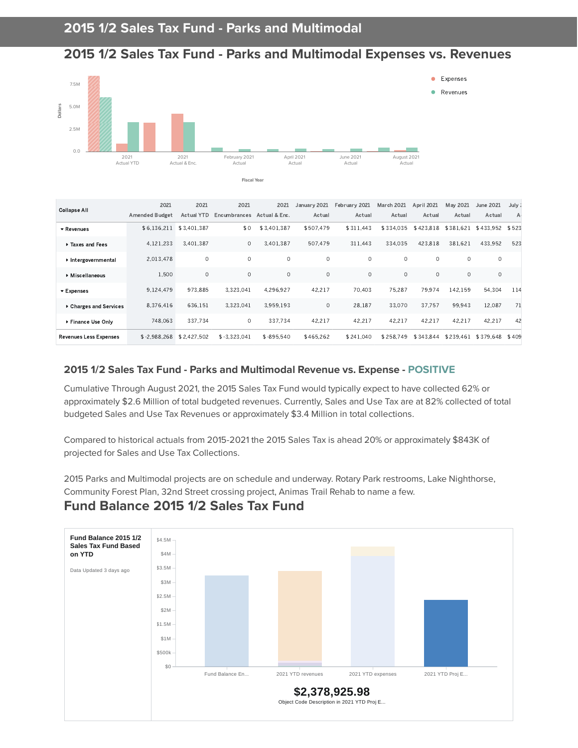# 2015 1/2 Sales Tax Fund - Parks and Multimodal

## 2015 1/2 Sales Tax Fund - Parks and Multimodal Expenses vs. Revenues

| Collapse All | 2021 Amended Budget | 2021 Actual YTD | 2021 Encumbrances | 2021 Actual & Enc. | January 2021 Actual | February 2021 Actual | March 2021 Actual | April 2021 Actual | May 2021 Actual | June 2021 Actual | July 2 A |
|---|---|---|---|---|---|---|---|---|---|---|---|
| ▾ Revenues | $ 6,136,211 | $ 3,401,387 | $ 0 | $ 3,401,387 | $ 507,479 | $ 311,443 | $ 334,035 | $ 423,818 | $ 381,621 | $ 433,952 | $ 523 |
| ▸ Taxes and Fees | 4,121,233 | 3,401,387 | 0 | 3,401,387 | 507,479 | 311,443 | 334,035 | 423,818 | 381,621 | 433,952 | 523 |
| ▸ Intergovernmental | 2,013,478 | 0 | 0 | 0 | 0 | 0 | 0 | 0 | 0 | 0 | |
| ▸ Miscellaneous | 1,500 | 0 | 0 | 0 | 0 | 0 | 0 | 0 | 0 | 0 | |
| ▾ Expenses | 9,124,479 | 973,885 | 3,323,041 | 4,296,927 | 42,217 | 70,403 | 75,287 | 79,974 | 142,159 | 54,304 | 114 |
| ▸ Charges and Services | 8,376,416 | 636,151 | 3,323,041 | 3,959,193 | 0 | 28,187 | 33,070 | 37,757 | 99,943 | 12,087 | 71 |
| ▸ Finance Use Only | 748,063 | 337,734 | 0 | 337,734 | 42,217 | 42,217 | 42,217 | 42,217 | 42,217 | 42,217 | 42 |
| Revenues Less Expenses | $ -2,988,268 | $ 2,427,502 | $ -3,323,041 | $ -895,540 | $ 465,262 | $ 241,040 | $ 258,749 | $ 343,844 | $ 239,461 | $ 379,648 | $ 409 |

### 2015 1/2 Sales Tax Fund - Parks and Multimodal Revenue vs. Expense - POSITIVE

Cumulative Through August 2021, the 2015 Sales Tax Fund would typically expect to have collected 62% or approximately $2.6 Million of total budgeted revenues. Currently, Sales and Use Tax are at 82% collected of total budgeted Sales and Use Tax Revenues or approximately $3.4 Million in total collections.

Compared to historical actuals from 2015-2021 the 2015 Sales Tax is ahead 20% or approximately $843K of projected for Sales and Use Tax Collections.

2015 Parks and Multimodal projects are on schedule and underway. Rotary Park restrooms, Lake Nighthorse, Community Forest Plan, 32nd Street crossing project, Animas Trail Rehab to name a few.

## Fund Balance 2015 1/2 Sales Tax Fund

**Fund Balance 2015 1/2 Sales Tax Fund Based on YTD**

Data Updated 3 days ago

**$2,378,925.98**

Object Code Description in 2021 YTD Proj E...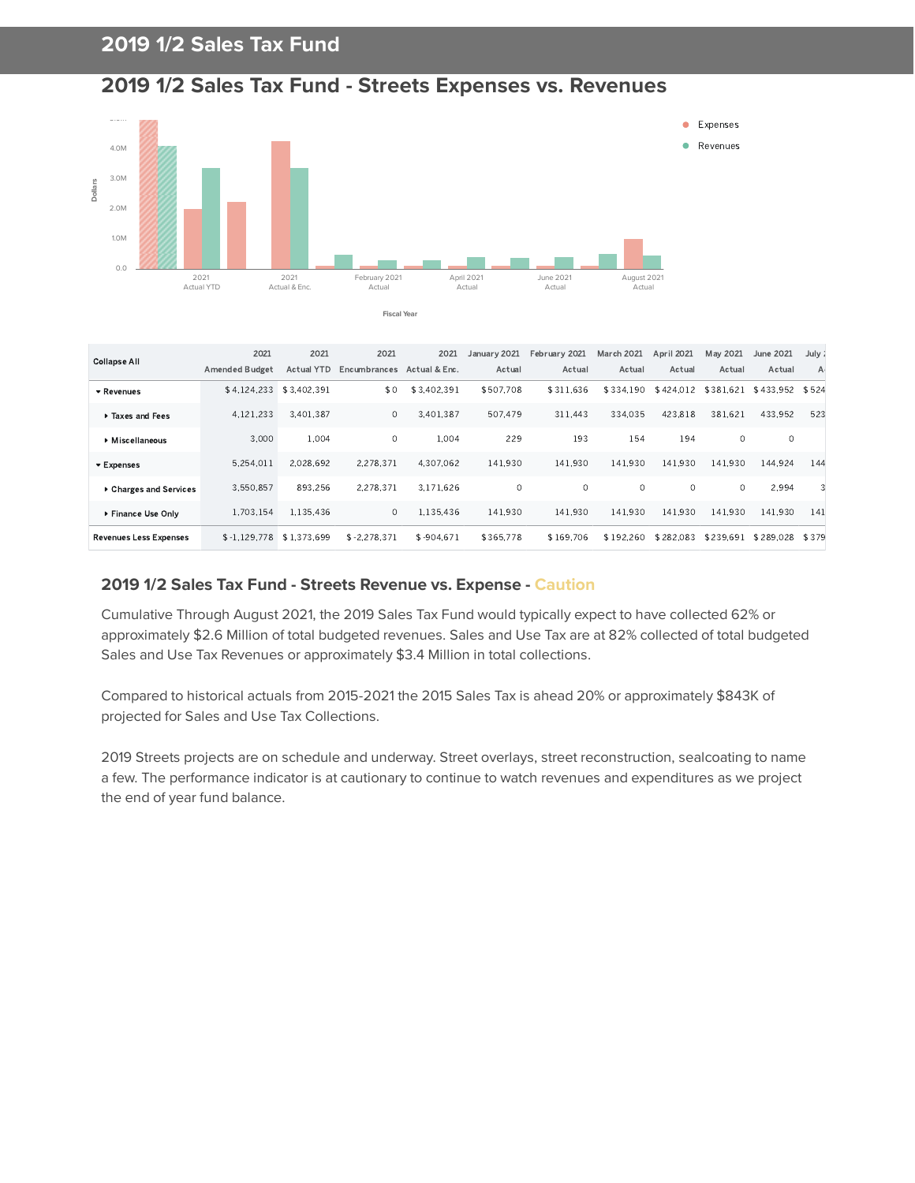# 2019 1/2 Sales Tax Fund

## 2019 1/2 Sales Tax Fund - Streets Expenses vs. Revenues

| Collapse All | 2021 Amended Budget | 2021 Actual YTD | 2021 Encumbrances | 2021 Actual & Enc. | January 2021 Actual | February 2021 Actual | March 2021 Actual | April 2021 Actual | May 2021 Actual | June 2021 Actual | July 2021 Actual |
|---|---|---|---|---|---|---|---|---|---|---|---|
| ▾ Revenues | $ 4,124,233 | $ 3,402,391 | $ 0 | $ 3,402,391 | $ 507,708 | $ 311,636 | $ 334,190 | $ 424,012 | $ 381,621 | $ 433,952 | $ 524 |
| ▸ Taxes and Fees | 4,121,233 | 3,401,387 | 0 | 3,401,387 | 507,479 | 311,443 | 334,035 | 423,818 | 381,621 | 433,952 | 523 |
| ▸ Miscellaneous | 3,000 | 1,004 | 0 | 1,004 | 229 | 193 | 154 | 194 | 0 | 0 | |
| ▾ Expenses | 5,254,011 | 2,028,692 | 2,278,371 | 4,307,062 | 141,930 | 141,930 | 141,930 | 141,930 | 141,930 | 144,924 | 144 |
| ▸ Charges and Services | 3,550,857 | 893,256 | 2,278,371 | 3,171,626 | 0 | 0 | 0 | 0 | 0 | 2,994 | 3 |
| ▸ Finance Use Only | 1,703,154 | 1,135,436 | 0 | 1,135,436 | 141,930 | 141,930 | 141,930 | 141,930 | 141,930 | 141,930 | 141 |
| Revenues Less Expenses | $ -1,129,778 | $ 1,373,699 | $ -2,278,371 | $ -904,671 | $ 365,778 | $ 169,706 | $ 192,260 | $ 282,083 | $ 239,691 | $ 289,028 | $ 379 |

### 2019 1/2 Sales Tax Fund - Streets Revenue vs. Expense - Caution

Cumulative Through August 2021, the 2019 Sales Tax Fund would typically expect to have collected 62% or approximately $2.6 Million of total budgeted revenues. Sales and Use Tax are at 82% collected of total budgeted Sales and Use Tax Revenues or approximately $3.4 Million in total collections.

Compared to historical actuals from 2015-2021 the 2015 Sales Tax is ahead 20% or approximately $843K of projected for Sales and Use Tax Collections.

2019 Streets projects are on schedule and underway. Street overlays, street reconstruction, sealcoating to name a few. The performance indicator is at cautionary to continue to watch revenues and expenditures as we project the end of year fund balance.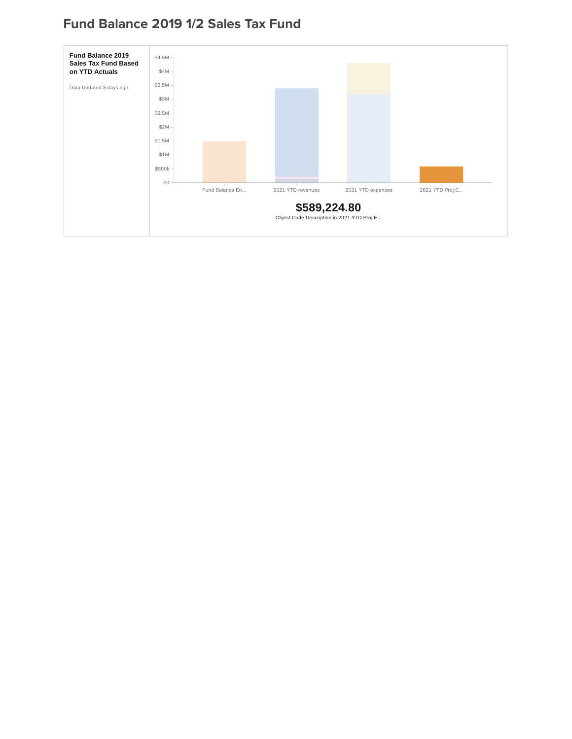# Fund Balance 2019 1/2 Sales Tax Fund

**Fund Balance 2019 Sales Tax Fund Based on YTD Actuals**

Data Updated 3 days ago

$4.5M
$4M
$3.5M
$3M
$2.5M
$2M
$1.5M
$1M
$500k
$0

Fund Balance En... | 2021 YTD revenues | 2021 YTD expenses | 2021 YTD Proj E...

**$589,224.80**

Object Code Description in 2021 YTD Proj E...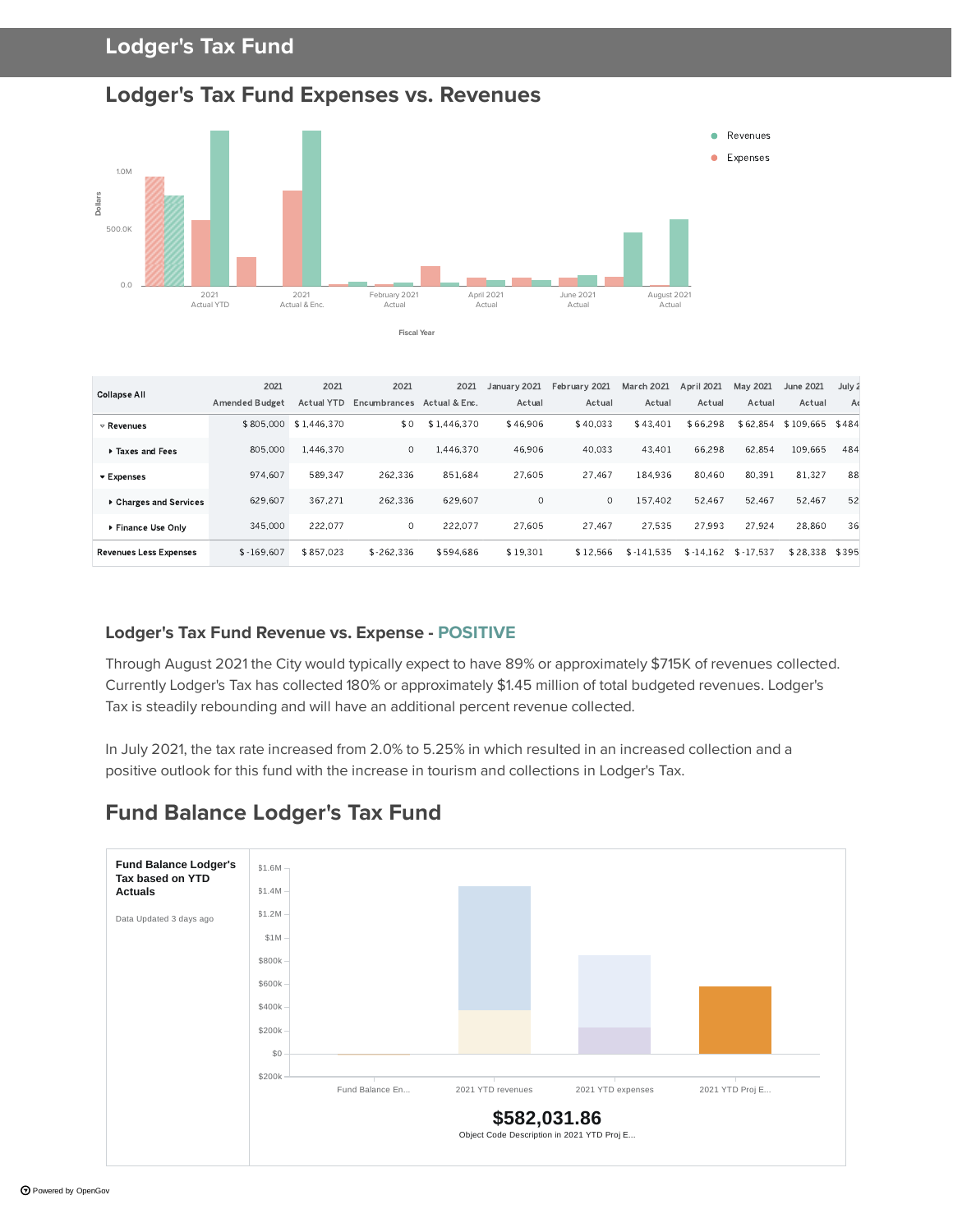# Lodger's Tax Fund

## Lodger's Tax Fund Expenses vs. Revenues

| Collapse All | 2021 Amended Budget | 2021 Actual YTD | 2021 Encumbrances | 2021 Actual & Enc. | January 2021 Actual | February 2021 Actual | March 2021 Actual | April 2021 Actual | May 2021 Actual | June 2021 Actual | July 2 Ac |
|---|---|---|---|---|---|---|---|---|---|---|---|
| Revenues | $ 805,000 | $ 1,446,370 | $ 0 | $ 1,446,370 | $ 46,906 | $ 40,033 | $ 43,401 | $ 66,298 | $ 62,854 | $ 109,665 | $ 484 |
| Taxes and Fees | 805,000 | 1,446,370 | 0 | 1,446,370 | 46,906 | 40,033 | 43,401 | 66,298 | 62,854 | 109,665 | 484 |
| Expenses | 974,607 | 589,347 | 262,336 | 851,684 | 27,605 | 27,467 | 184,936 | 80,460 | 80,391 | 81,327 | 88 |
| Charges and Services | 629,607 | 367,271 | 262,336 | 629,607 | 0 | 0 | 157,402 | 52,467 | 52,467 | 52,467 | 52 |
| Finance Use Only | 345,000 | 222,077 | 0 | 222,077 | 27,605 | 27,467 | 27,535 | 27,993 | 27,924 | 28,860 | 36 |
| Revenues Less Expenses | $ -169,607 | $ 857,023 | $ -262,336 | $ 594,686 | $ 19,301 | $ 12,566 | $ -141,535 | $ -14,162 | $ -17,537 | $ 28,338 | $ 395 |

### Lodger's Tax Fund Revenue vs. Expense - POSITIVE

Through August 2021 the City would typically expect to have 89% or approximately $715K of revenues collected. Currently Lodger's Tax has collected 180% or approximately $1.45 million of total budgeted revenues. Lodger's Tax is steadily rebounding and will have an additional percent revenue collected.

In July 2021, the tax rate increased from 2.0% to 5.25% in which resulted in an increased collection and a positive outlook for this fund with the increase in tourism and collections in Lodger's Tax.

## Fund Balance Lodger's Tax Fund

**Fund Balance Lodger's Tax based on YTD Actuals**

Data Updated 3 days ago

**$582,031.86**

Object Code Description in 2021 YTD Proj E...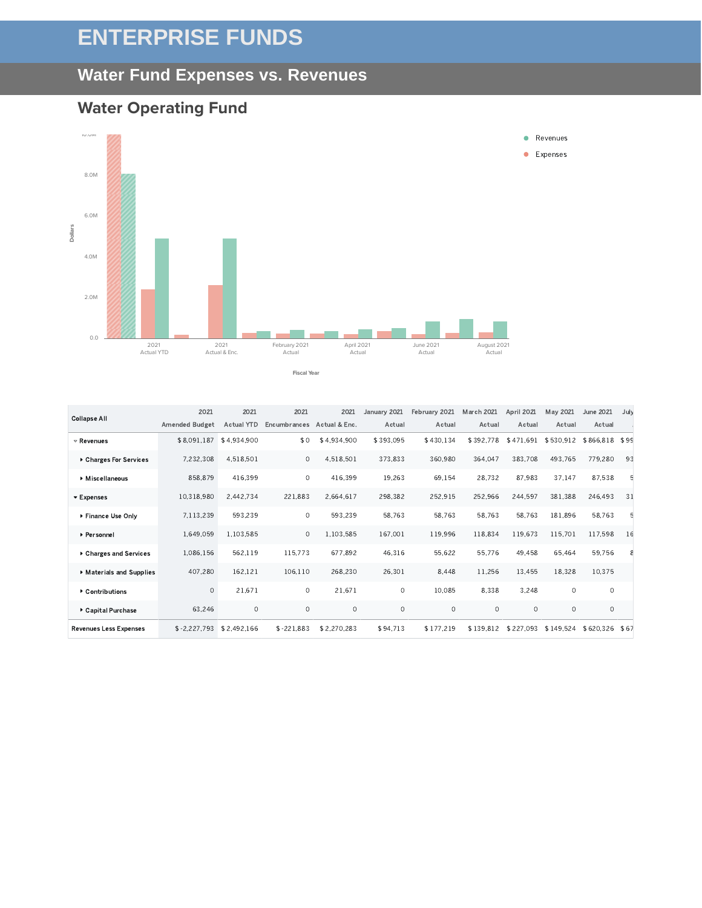# ENTERPRISE FUNDS

## Water Fund Expenses vs. Revenues

### Water Operating Fund

| Collapse All | 2021 Amended Budget | 2021 Actual YTD | 2021 Encumbrances | 2021 Actual & Enc. | January 2021 Actual | February 2021 Actual | March 2021 Actual | April 2021 Actual | May 2021 Actual | June 2021 Actual | July |
|---|---|---|---|---|---|---|---|---|---|---|---|
| ▿ Revenues | $ 8,091,187 | $ 4,934,900 | $ 0 | $ 4,934,900 | $ 393,095 | $ 430,134 | $ 392,778 | $ 471,691 | $ 530,912 | $ 866,818 | $ 99 |
| ▸ Charges For Services | 7,232,308 | 4,518,501 | 0 | 4,518,501 | 373,833 | 360,980 | 364,047 | 383,708 | 493,765 | 779,280 | 93 |
| ▸ Miscellaneous | 858,879 | 416,399 | 0 | 416,399 | 19,263 | 69,154 | 28,732 | 87,983 | 37,147 | 87,538 | 5 |
| ▾ Expenses | 10,318,980 | 2,442,734 | 221,883 | 2,664,617 | 298,382 | 252,915 | 252,966 | 244,597 | 381,388 | 246,493 | 31 |
| ▸ Finance Use Only | 7,113,239 | 593,239 | 0 | 593,239 | 58,763 | 58,763 | 58,763 | 58,763 | 181,896 | 58,763 | 5 |
| ▸ Personnel | 1,649,059 | 1,103,585 | 0 | 1,103,585 | 167,001 | 119,996 | 118,834 | 119,673 | 115,701 | 117,598 | 16 |
| ▸ Charges and Services | 1,086,156 | 562,119 | 115,773 | 677,892 | 46,316 | 55,622 | 55,776 | 49,458 | 65,464 | 59,756 | 8 |
| ▸ Materials and Supplies | 407,280 | 162,121 | 106,110 | 268,230 | 26,301 | 8,448 | 11,256 | 13,455 | 18,328 | 10,375 | |
| ▸ Contributions | 0 | 21,671 | 0 | 21,671 | 0 | 10,085 | 8,338 | 3,248 | 0 | 0 | |
| ▸ Capital Purchase | 63,246 | 0 | 0 | 0 | 0 | 0 | 0 | 0 | 0 | 0 | |
| Revenues Less Expenses | $ -2,227,793 | $ 2,492,166 | $ -221,883 | $ 2,270,283 | $ 94,713 | $ 177,219 | $ 139,812 | $ 227,093 | $ 149,524 | $ 620,326 | $ 67 |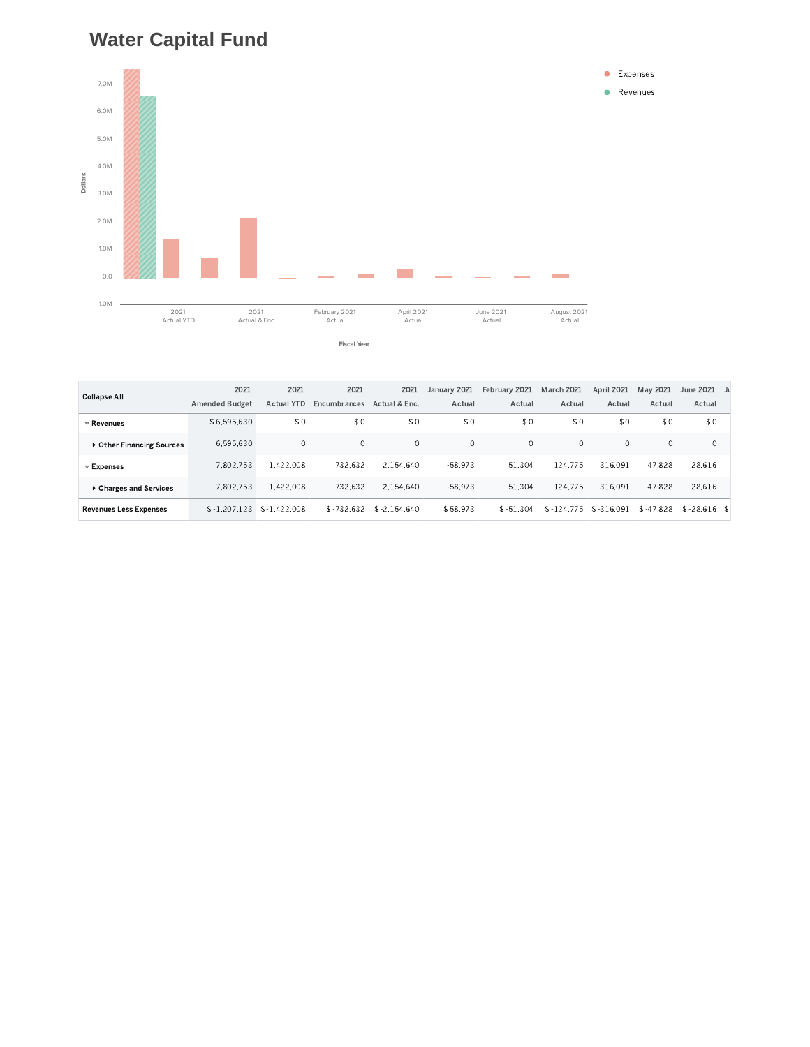# Water Capital Fund

| Collapse All | 2021 Amended Budget | 2021 Actual YTD | 2021 Encumbrances | 2021 Actual & Enc. | January 2021 Actual | February 2021 Actual | March 2021 Actual | April 2021 Actual | May 2021 Actual | June 2021 Actual | Ju |
|---|---|---|---|---|---|---|---|---|---|---|---|
| Revenues | $ 6,595,630 | $ 0 | $ 0 | $ 0 | $ 0 | $ 0 | $ 0 | $ 0 | $ 0 | $ 0 | |
| Other Financing Sources | 6,595,630 | 0 | 0 | 0 | 0 | 0 | 0 | 0 | 0 | 0 | |
| Expenses | 7,802,753 | 1,422,008 | 732,632 | 2,154,640 | -58,973 | 51,304 | 124,775 | 316,091 | 47,828 | 28,616 | |
| Charges and Services | 7,802,753 | 1,422,008 | 732,632 | 2,154,640 | -58,973 | 51,304 | 124,775 | 316,091 | 47,828 | 28,616 | |
| Revenues Less Expenses | $ -1,207,123 | $ -1,422,008 | $ -732,632 | $ -2,154,640 | $ 58,973 | $ -51,304 | $ -124,775 | $ -316,091 | $ -47,828 | $ -28,616 | $ |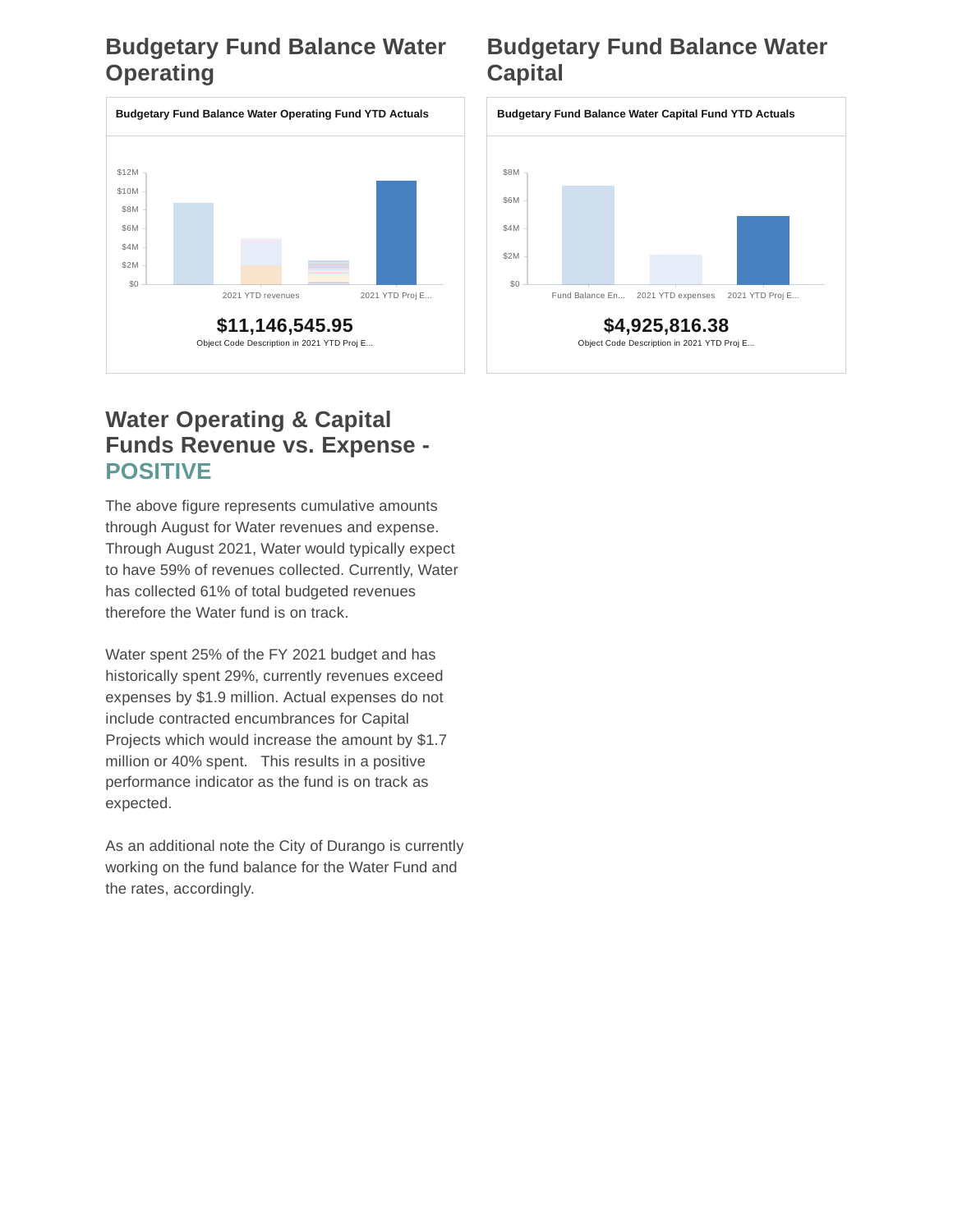## Budgetary Fund Balance Water Operating

**Budgetary Fund Balance Water Operating Fund YTD Actuals**

$12M
$10M
$8M
$6M
$4M
$2M
$0

2021 YTD revenues
2021 YTD Proj E...

**$11,146,545.95**

Object Code Description in 2021 YTD Proj E...

## Budgetary Fund Balance Water Capital

**Budgetary Fund Balance Water Capital Fund YTD Actuals**

$8M
$6M
$4M
$2M
$0

Fund Balance En...
2021 YTD expenses
2021 YTD Proj E...

**$4,925,816.38**

Object Code Description in 2021 YTD Proj E...

## Water Operating & Capital Funds Revenue vs. Expense - POSITIVE

The above figure represents cumulative amounts through August for Water revenues and expense. Through August 2021, Water would typically expect to have 59% of revenues collected. Currently, Water has collected 61% of total budgeted revenues therefore the Water fund is on track.

Water spent 25% of the FY 2021 budget and has historically spent 29%, currently revenues exceed expenses by $1.9 million. Actual expenses do not include contracted encumbrances for Capital Projects which would increase the amount by $1.7 million or 40% spent. This results in a positive performance indicator as the fund is on track as expected.

As an additional note the City of Durango is currently working on the fund balance for the Water Fund and the rates, accordingly.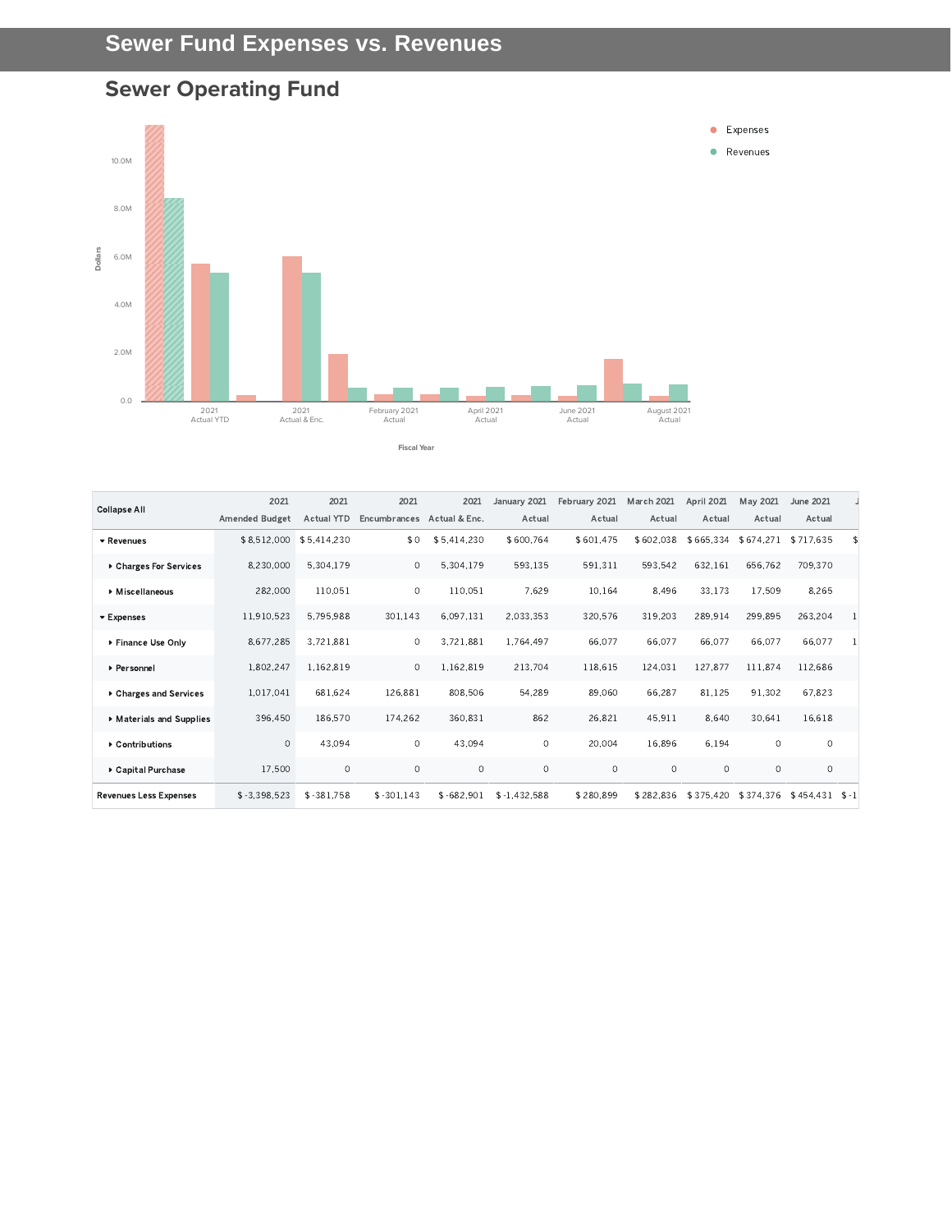# Sewer Fund Expenses vs. Revenues

## Sewer Operating Fund

| Collapse All | 2021 Amended Budget | 2021 Actual YTD | 2021 Encumbrances | 2021 Actual & Enc. | January 2021 Actual | February 2021 Actual | March 2021 Actual | April 2021 Actual | May 2021 Actual | June 2021 Actual |
|---|---|---|---|---|---|---|---|---|---|---|
| ▾ Revenues | $ 8,512,000 | $ 5,414,230 | $ 0 | $ 5,414,230 | $ 600,764 | $ 601,475 | $ 602,038 | $ 665,334 | $ 674,271 | $ 717,635 |
| ▸ Charges For Services | 8,230,000 | 5,304,179 | 0 | 5,304,179 | 593,135 | 591,311 | 593,542 | 632,161 | 656,762 | 709,370 |
| ▸ Miscellaneous | 282,000 | 110,051 | 0 | 110,051 | 7,629 | 10,164 | 8,496 | 33,173 | 17,509 | 8,265 |
| ▾ Expenses | 11,910,523 | 5,795,988 | 301,143 | 6,097,131 | 2,033,353 | 320,576 | 319,203 | 289,914 | 299,895 | 263,204 |
| ▸ Finance Use Only | 8,677,285 | 3,721,881 | 0 | 3,721,881 | 1,764,497 | 66,077 | 66,077 | 66,077 | 66,077 | 66,077 |
| ▸ Personnel | 1,802,247 | 1,162,819 | 0 | 1,162,819 | 213,704 | 118,615 | 124,031 | 127,877 | 111,874 | 112,686 |
| ▸ Charges and Services | 1,017,041 | 681,624 | 126,881 | 808,506 | 54,289 | 89,060 | 66,287 | 81,125 | 91,302 | 67,823 |
| ▸ Materials and Supplies | 396,450 | 186,570 | 174,262 | 360,831 | 862 | 26,821 | 45,911 | 8,640 | 30,641 | 16,618 |
| ▸ Contributions | 0 | 43,094 | 0 | 43,094 | 0 | 20,004 | 16,896 | 6,194 | 0 | 0 |
| ▸ Capital Purchase | 17,500 | 0 | 0 | 0 | 0 | 0 | 0 | 0 | 0 | 0 |
| Revenues Less Expenses | $ -3,398,523 | $ -381,758 | $ -301,143 | $ -682,901 | $ -1,432,588 | $ 280,899 | $ 282,836 | $ 375,420 | $ 374,376 | $ 454,431 |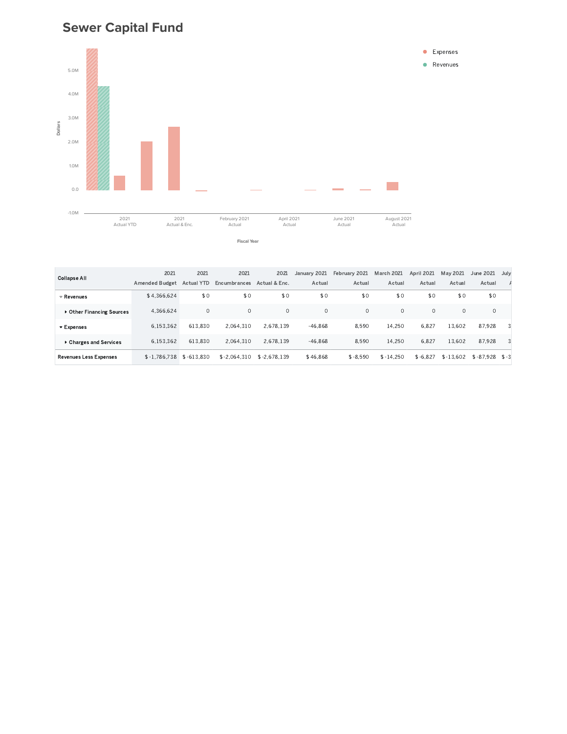# Sewer Capital Fund

| Collapse All | 2021 Amended Budget | 2021 Actual YTD | 2021 Encumbrances | 2021 Actual & Enc. | January 2021 Actual | February 2021 Actual | March 2021 Actual | April 2021 Actual | May 2021 Actual | June 2021 Actual | July A |
|---|---|---|---|---|---|---|---|---|---|---|---|
| Revenues | $ 4,366,624 | $ 0 | $ 0 | $ 0 | $ 0 | $ 0 | $ 0 | $ 0 | $ 0 | $ 0 | |
| Other Financing Sources | 4,366,624 | 0 | 0 | 0 | 0 | 0 | 0 | 0 | 0 | 0 | |
| Expenses | 6,153,362 | 613,830 | 2,064,310 | 2,678,139 | -46,868 | 8,590 | 14,250 | 6,827 | 13,602 | 87,928 | 3 |
| Charges and Services | 6,153,362 | 613,830 | 2,064,310 | 2,678,139 | -46,868 | 8,590 | 14,250 | 6,827 | 13,602 | 87,928 | 3 |
| Revenues Less Expenses | $ -1,786,738 | $ -613,830 | $ -2,064,310 | $ -2,678,139 | $ 46,868 | $ -8,590 | $ -14,250 | $ -6,827 | $ -13,602 | $ -87,928 | $ -3 |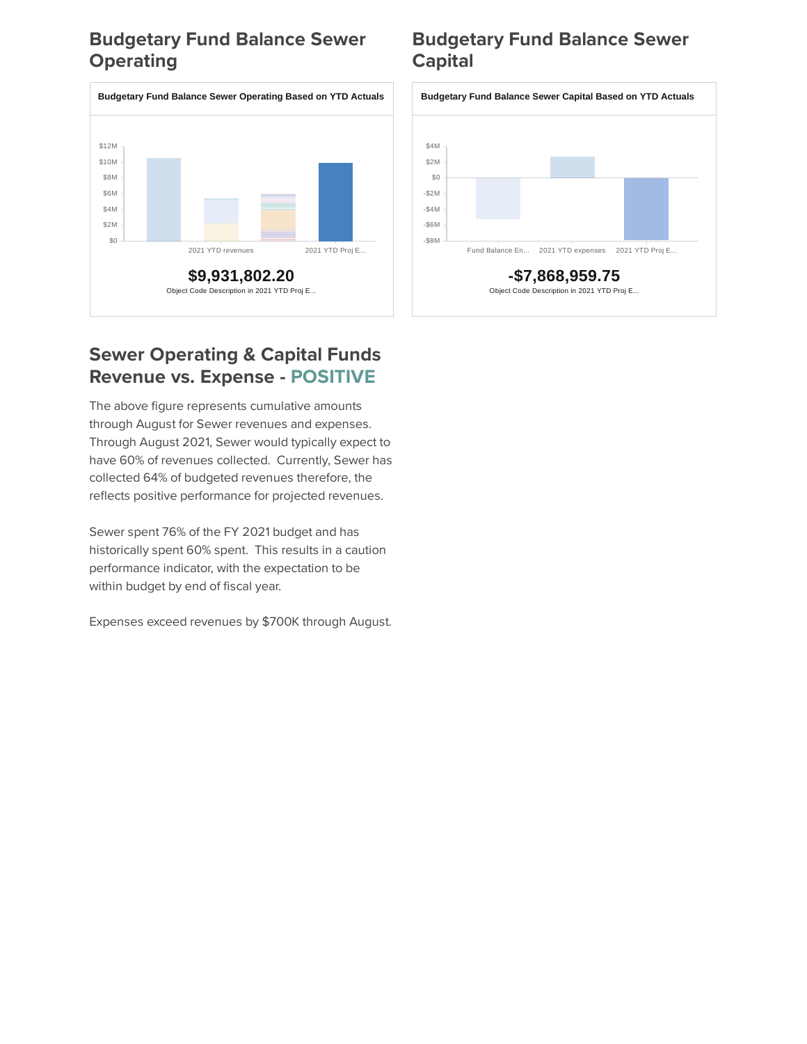## Budgetary Fund Balance Sewer Operating

**Budgetary Fund Balance Sewer Operating Based on YTD Actuals**

$12M
$10M
$8M
$6M
$4M
$2M
$0

2021 YTD revenues　　2021 YTD Proj E...

**$9,931,802.20**

Object Code Description in 2021 YTD Proj E...

## Budgetary Fund Balance Sewer Capital

**Budgetary Fund Balance Sewer Capital Based on YTD Actuals**

$4M
$2M
$0
-$2M
-$4M
-$6M
-$8M

Fund Balance En...　　2021 YTD expenses　　2021 YTD Proj E...

**-$7,868,959.75**

Object Code Description in 2021 YTD Proj E...

## Sewer Operating & Capital Funds Revenue vs. Expense - POSITIVE

The above figure represents cumulative amounts through August for Sewer revenues and expenses. Through August 2021, Sewer would typically expect to have 60% of revenues collected. Currently, Sewer has collected 64% of budgeted revenues therefore, the reflects positive performance for projected revenues.

Sewer spent 76% of the FY 2021 budget and has historically spent 60% spent. This results in a caution performance indicator, with the expectation to be within budget by end of fiscal year.

Expenses exceed revenues by $700K through August.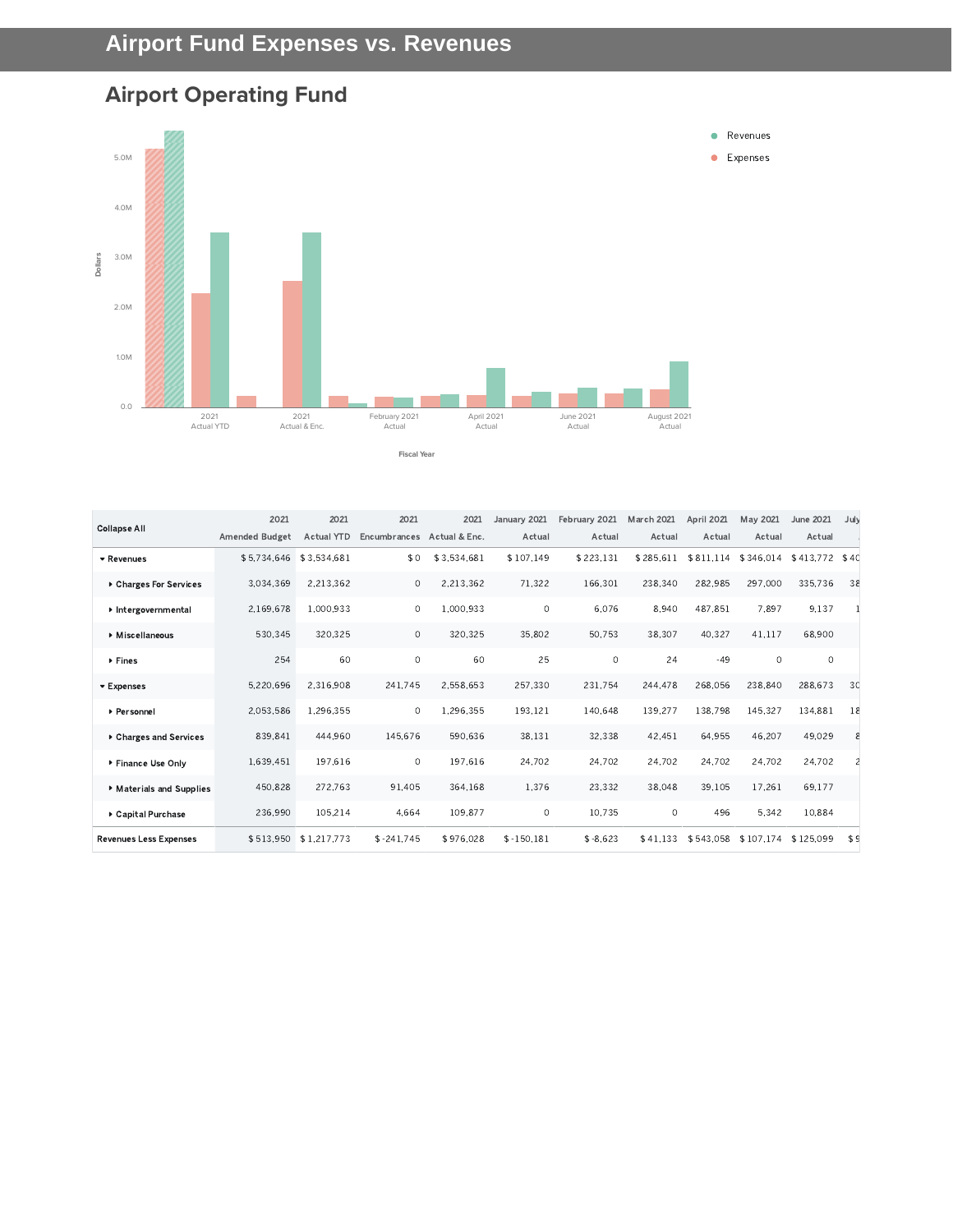# Airport Fund Expenses vs. Revenues

## Airport Operating Fund

Revenues
Expenses

Dollars

5.0M
4.0M
3.0M
2.0M
1.0M
0.0

2021 Actual YTD
2021 Actual & Enc.
February 2021 Actual
April 2021 Actual
June 2021 Actual
August 2021 Actual

Fiscal Year

| Collapse All | 2021 Amended Budget | 2021 Actual YTD | 2021 Encumbrances | 2021 Actual & Enc. | January 2021 Actual | February 2021 Actual | March 2021 Actual | April 2021 Actual | May 2021 Actual | June 2021 Actual | July |
|---|---|---|---|---|---|---|---|---|---|---|---|
| ▾ Revenues | $ 5,734,646 | $ 3,534,681 | $ 0 | $ 3,534,681 | $ 107,149 | $ 223,131 | $ 285,611 | $ 811,114 | $ 346,014 | $ 413,772 | $ 40 |
| ▸ Charges For Services | 3,034,369 | 2,213,362 | 0 | 2,213,362 | 71,322 | 166,301 | 238,340 | 282,985 | 297,000 | 335,736 | 38 |
| ▸ Intergovernmental | 2,169,678 | 1,000,933 | 0 | 1,000,933 | 0 | 6,076 | 8,940 | 487,851 | 7,897 | 9,137 | 1 |
| ▸ Miscellaneous | 530,345 | 320,325 | 0 | 320,325 | 35,802 | 50,753 | 38,307 | 40,327 | 41,117 | 68,900 | |
| ▸ Fines | 254 | 60 | 0 | 60 | 25 | 0 | 24 | -49 | 0 | 0 | |
| ▾ Expenses | 5,220,696 | 2,316,908 | 241,745 | 2,558,653 | 257,330 | 231,754 | 244,478 | 268,056 | 238,840 | 288,673 | 30 |
| ▸ Personnel | 2,053,586 | 1,296,355 | 0 | 1,296,355 | 193,121 | 140,648 | 139,277 | 138,798 | 145,327 | 134,881 | 18 |
| ▸ Charges and Services | 839,841 | 444,960 | 145,676 | 590,636 | 38,131 | 32,338 | 42,451 | 64,955 | 46,207 | 49,029 | 8 |
| ▸ Finance Use Only | 1,639,451 | 197,616 | 0 | 197,616 | 24,702 | 24,702 | 24,702 | 24,702 | 24,702 | 24,702 | 2 |
| ▸ Materials and Supplies | 450,828 | 272,763 | 91,405 | 364,168 | 1,376 | 23,332 | 38,048 | 39,105 | 17,261 | 69,177 | |
| ▸ Capital Purchase | 236,990 | 105,214 | 4,664 | 109,877 | 0 | 10,735 | 0 | 496 | 5,342 | 10,884 | |
| Revenues Less Expenses | $ 513,950 | $ 1,217,773 | $ -241,745 | $ 976,028 | $ -150,181 | $ -8,623 | $ 41,133 | $ 543,058 | $ 107,174 | $ 125,099 | $ 9 |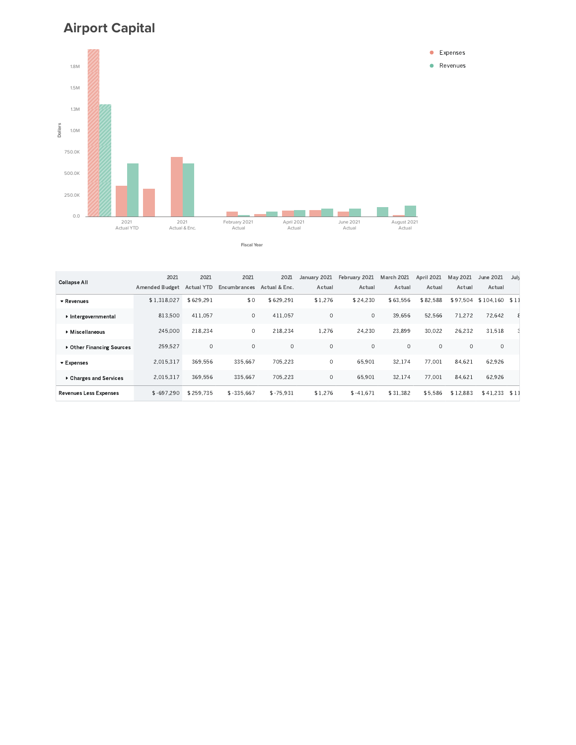# Airport Capital

| Collapse All | 2021 Amended Budget | 2021 Actual YTD | 2021 Encumbrances | 2021 Actual & Enc. | January 2021 Actual | February 2021 Actual | March 2021 Actual | April 2021 Actual | May 2021 Actual | June 2021 Actual | July |
|---|---|---|---|---|---|---|---|---|---|---|---|
| ▾ Revenues | $ 1,318,027 | $ 629,291 | $ 0 | $ 629,291 | $ 1,276 | $ 24,230 | $ 63,556 | $ 82,588 | $ 97,504 | $ 104,160 | $ 11 |
| ▸ Intergovernmental | 813,500 | 411,057 | 0 | 411,057 | 0 | 0 | 39,656 | 52,566 | 71,272 | 72,642 | 8 |
| ▸ Miscellaneous | 245,000 | 218,234 | 0 | 218,234 | 1,276 | 24,230 | 23,899 | 30,022 | 26,232 | 31,518 | 3 |
| ▸ Other Financing Sources | 259,527 | 0 | 0 | 0 | 0 | 0 | 0 | 0 | 0 | 0 | |
| ▾ Expenses | 2,015,317 | 369,556 | 335,667 | 705,223 | 0 | 65,901 | 32,174 | 77,001 | 84,621 | 62,926 | |
| ▸ Charges and Services | 2,015,317 | 369,556 | 335,667 | 705,223 | 0 | 65,901 | 32,174 | 77,001 | 84,621 | 62,926 | |
| Revenues Less Expenses | $ -697,290 | $ 259,735 | $ -335,667 | $ -75,931 | $ 1,276 | $ -41,671 | $ 31,382 | $ 5,586 | $ 12,883 | $ 41,233 | $ 11 |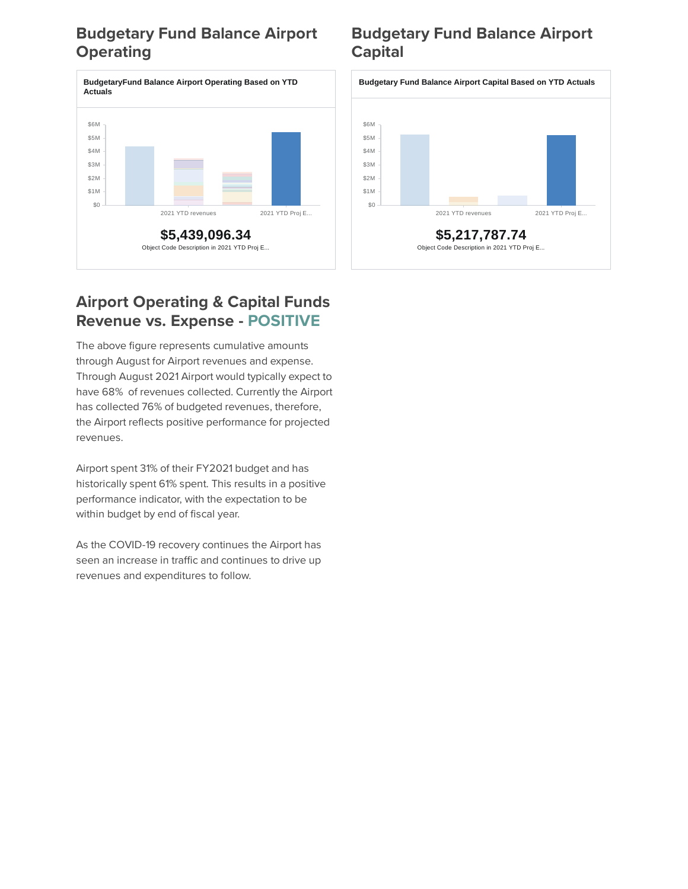## Budgetary Fund Balance Airport Operating

**BudgetaryFund Balance Airport Operating Based on YTD Actuals**

$6M
$5M
$4M
$3M
$2M
$1M
$0

2021 YTD revenues | 2021 YTD Proj E...

**$5,439,096.34**

Object Code Description in 2021 YTD Proj E...

## Budgetary Fund Balance Airport Capital

**Budgetary Fund Balance Airport Capital Based on YTD Actuals**

$6M
$5M
$4M
$3M
$2M
$1M
$0

2021 YTD revenues | 2021 YTD Proj E...

**$5,217,787.74**

Object Code Description in 2021 YTD Proj E...

## Airport Operating & Capital Funds Revenue vs. Expense - POSITIVE

The above figure represents cumulative amounts through August for Airport revenues and expense. Through August 2021 Airport would typically expect to have 68% of revenues collected. Currently the Airport has collected 76% of budgeted revenues, therefore, the Airport reflects positive performance for projected revenues.

Airport spent 31% of their FY2021 budget and has historically spent 61% spent. This results in a positive performance indicator, with the expectation to be within budget by end of fiscal year.

As the COVID-19 recovery continues the Airport has seen an increase in traffic and continues to drive up revenues and expenditures to follow.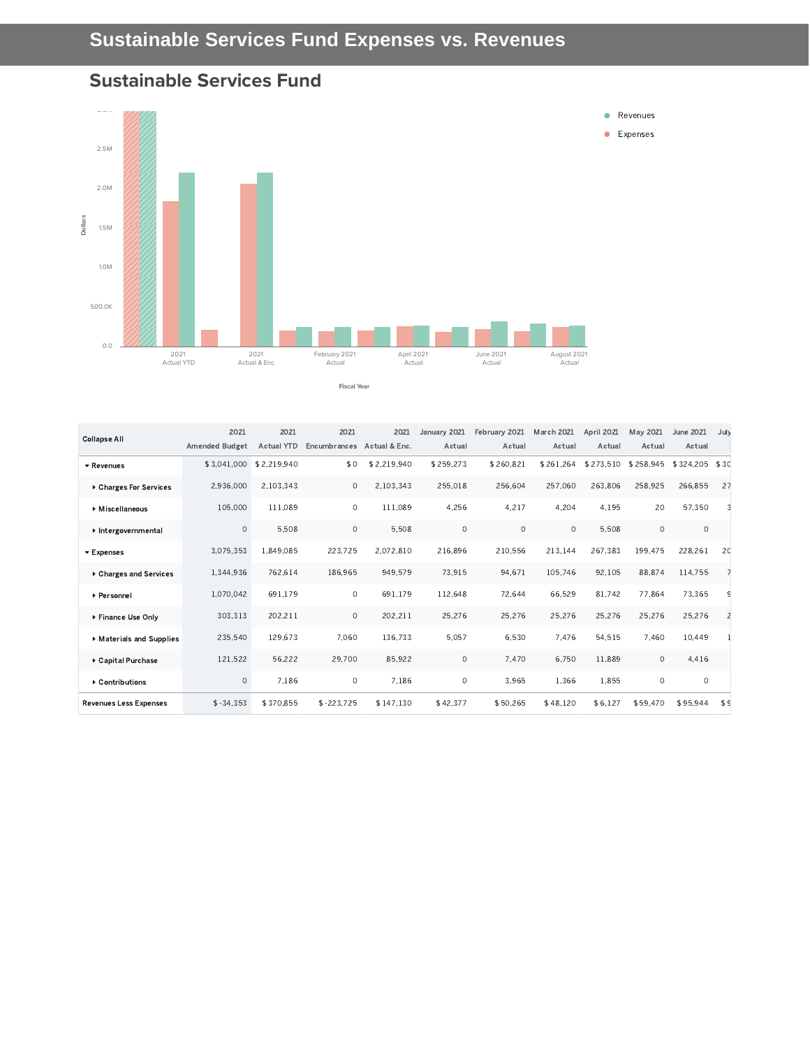# Sustainable Services Fund Expenses vs. Revenues

## Sustainable Services Fund

| Collapse All | 2021 Amended Budget | 2021 Actual YTD | 2021 Encumbrances | 2021 Actual & Enc. | January 2021 Actual | February 2021 Actual | March 2021 Actual | April 2021 Actual | May 2021 Actual | June 2021 Actual | July |
|---|---|---|---|---|---|---|---|---|---|---|---|
| Revenues | $ 3,041,000 | $ 2,219,940 | $ 0 | $ 2,219,940 | $ 259,273 | $ 260,821 | $ 261,264 | $ 273,510 | $ 258,945 | $ 324,205 | $ 30 |
| Charges For Services | 2,936,000 | 2,103,343 | 0 | 2,103,343 | 255,018 | 256,604 | 257,060 | 263,806 | 258,925 | 266,855 | 27 |
| Miscellaneous | 105,000 | 111,089 | 0 | 111,089 | 4,256 | 4,217 | 4,204 | 4,195 | 20 | 57,350 | 3 |
| Intergovernmental | 0 | 5,508 | 0 | 5,508 | 0 | 0 | 0 | 5,508 | 0 | 0 | |
| Expenses | 3,075,353 | 1,849,085 | 223,725 | 2,072,810 | 216,896 | 210,556 | 213,144 | 267,383 | 199,475 | 228,261 | 20 |
| Charges and Services | 1,344,936 | 762,614 | 186,965 | 949,579 | 73,915 | 94,671 | 105,746 | 92,105 | 88,874 | 114,755 | 7 |
| Personnel | 1,070,042 | 691,179 | 0 | 691,179 | 112,648 | 72,644 | 66,529 | 81,742 | 77,864 | 73,365 | 9 |
| Finance Use Only | 303,313 | 202,211 | 0 | 202,211 | 25,276 | 25,276 | 25,276 | 25,276 | 25,276 | 25,276 | 2 |
| Materials and Supplies | 235,540 | 129,673 | 7,060 | 136,733 | 5,057 | 6,530 | 7,476 | 54,515 | 7,460 | 10,449 | 1 |
| Capital Purchase | 121,522 | 56,222 | 29,700 | 85,922 | 0 | 7,470 | 6,750 | 11,889 | 0 | 4,416 | |
| Contributions | 0 | 7,186 | 0 | 7,186 | 0 | 3,965 | 1,366 | 1,855 | 0 | 0 | |
| Revenues Less Expenses | $ -34,353 | $ 370,855 | $ -223,725 | $ 147,130 | $ 42,377 | $ 50,265 | $ 48,120 | $ 6,127 | $ 59,470 | $ 95,944 | $ 9 |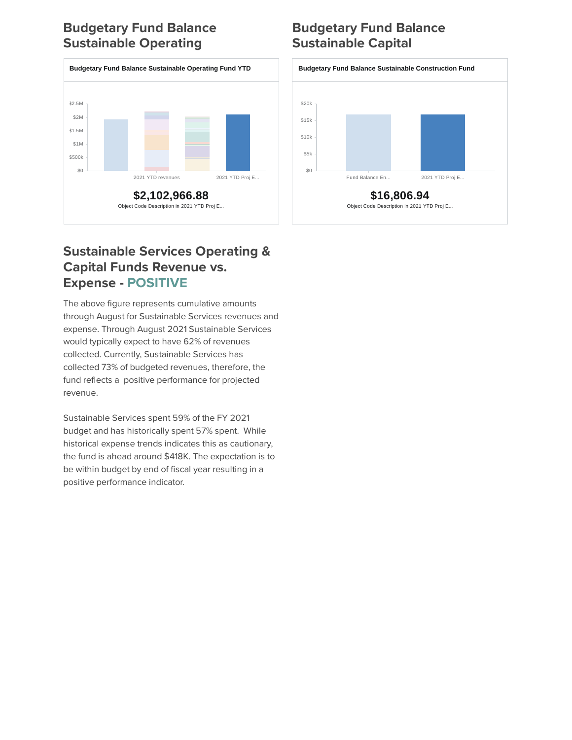## Budgetary Fund Balance Sustainable Operating

**Budgetary Fund Balance Sustainable Operating Fund YTD**

$2.5M
$2M
$1.5M
$1M
$500k
$0

2021 YTD revenues    2021 YTD Proj E...

**$2,102,966.88**

Object Code Description in 2021 YTD Proj E...

## Budgetary Fund Balance Sustainable Capital

**Budgetary Fund Balance Sustainable Construction Fund**

$20k
$15k
$10k
$5k
$0

Fund Balance En...    2021 YTD Proj E...

**$16,806.94**

Object Code Description in 2021 YTD Proj E...

## Sustainable Services Operating & Capital Funds Revenue vs. Expense - POSITIVE

The above figure represents cumulative amounts through August for Sustainable Services revenues and expense. Through August 2021 Sustainable Services would typically expect to have 62% of revenues collected. Currently, Sustainable Services has collected 73% of budgeted revenues, therefore, the fund reflects a positive performance for projected revenue.

Sustainable Services spent 59% of the FY 2021 budget and has historically spent 57% spent. While historical expense trends indicates this as cautionary, the fund is ahead around $418K. The expectation is to be within budget by end of fiscal year resulting in a positive performance indicator.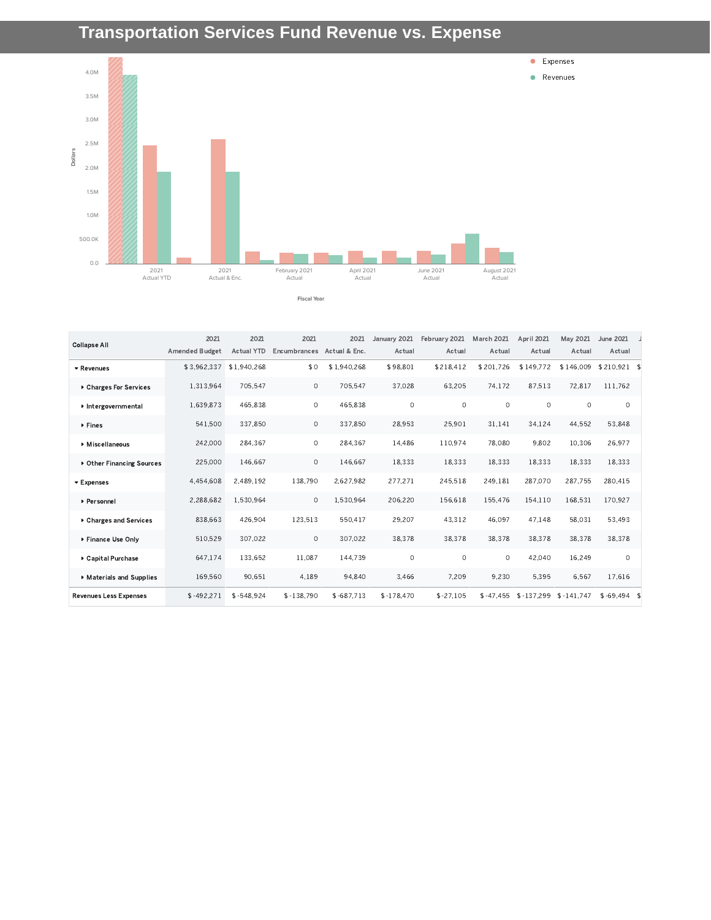# Transportation Services Fund Revenue vs. Expense

| Collapse All | 2021 Amended Budget | 2021 Actual YTD | 2021 Encumbrances | 2021 Actual & Enc. | January 2021 Actual | February 2021 Actual | March 2021 Actual | April 2021 Actual | May 2021 Actual | June 2021 Actual |
|---|---|---|---|---|---|---|---|---|---|---|
| **Revenues** | $ 3,962,337 | $ 1,940,268 | $ 0 | $ 1,940,268 | $ 98,801 | $ 218,412 | $ 201,726 | $ 149,772 | $ 146,009 | $ 210,921 |
| **Charges For Services** | 1,313,964 | 705,547 | 0 | 705,547 | 37,028 | 63,205 | 74,172 | 87,513 | 72,817 | 111,762 |
| **Intergovernmental** | 1,639,873 | 465,838 | 0 | 465,838 | 0 | 0 | 0 | 0 | 0 | 0 |
| **Fines** | 541,500 | 337,850 | 0 | 337,850 | 28,953 | 25,901 | 31,141 | 34,124 | 44,552 | 53,848 |
| **Miscellaneous** | 242,000 | 284,367 | 0 | 284,367 | 14,486 | 110,974 | 78,080 | 9,802 | 10,306 | 26,977 |
| **Other Financing Sources** | 225,000 | 146,667 | 0 | 146,667 | 18,333 | 18,333 | 18,333 | 18,333 | 18,333 | 18,333 |
| **Expenses** | 4,454,608 | 2,489,192 | 138,790 | 2,627,982 | 277,271 | 245,518 | 249,181 | 287,070 | 287,755 | 280,415 |
| **Personnel** | 2,288,682 | 1,530,964 | 0 | 1,530,964 | 206,220 | 156,618 | 155,476 | 154,110 | 168,531 | 170,927 |
| **Charges and Services** | 838,663 | 426,904 | 123,513 | 550,417 | 29,207 | 43,312 | 46,097 | 47,148 | 58,031 | 53,493 |
| **Finance Use Only** | 510,529 | 307,022 | 0 | 307,022 | 38,378 | 38,378 | 38,378 | 38,378 | 38,378 | 38,378 |
| **Capital Purchase** | 647,174 | 133,652 | 11,087 | 144,739 | 0 | 0 | 0 | 42,040 | 16,249 | 0 |
| **Materials and Supplies** | 169,560 | 90,651 | 4,189 | 94,840 | 3,466 | 7,209 | 9,230 | 5,395 | 6,567 | 17,616 |
| **Revenues Less Expenses** | $ -492,271 | $ -548,924 | $ -138,790 | $ -687,713 | $ -178,470 | $ -27,105 | $ -47,455 | $ -137,299 | $ -141,747 | $ -69,494 |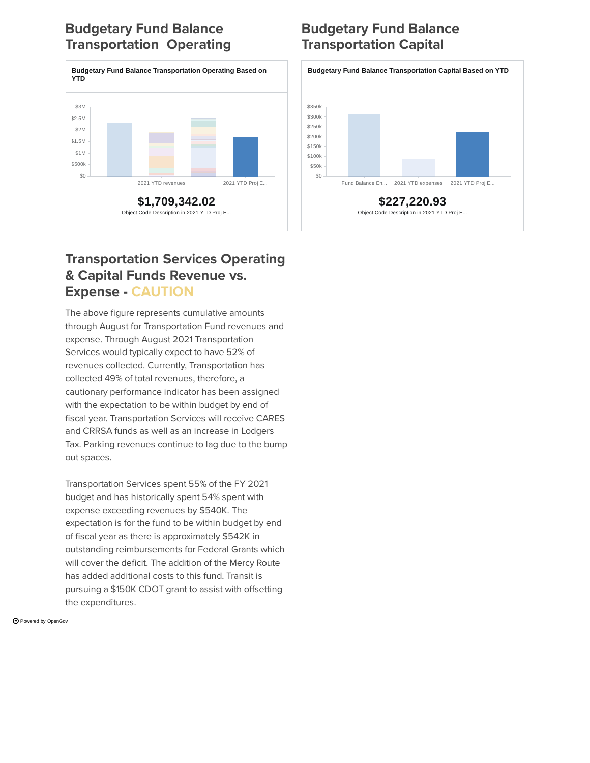## Budgetary Fund Balance Transportation Operating

**Budgetary Fund Balance Transportation Operating Based on YTD**

$3M
$2.5M
$2M
$1.5M
$1M
$500k
$0

2021 YTD revenues    2021 YTD Proj E...

**$1,709,342.02**

Object Code Description in 2021 YTD Proj E...

## Budgetary Fund Balance Transportation Capital

**Budgetary Fund Balance Transportation Capital Based on YTD**

$350k
$300k
$250k
$200k
$150k
$100k
$50k
$0

Fund Balance En...    2021 YTD expenses    2021 YTD Proj E...

**$227,220.93**

Object Code Description in 2021 YTD Proj E...

## Transportation Services Operating & Capital Funds Revenue vs. Expense - CAUTION

The above figure represents cumulative amounts through August for Transportation Fund revenues and expense. Through August 2021 Transportation Services would typically expect to have 52% of revenues collected. Currently, Transportation has collected 49% of total revenues, therefore, a cautionary performance indicator has been assigned with the expectation to be within budget by end of fiscal year. Transportation Services will receive CARES and CRRSA funds as well as an increase in Lodgers Tax. Parking revenues continue to lag due to the bump out spaces.

Transportation Services spent 55% of the FY 2021 budget and has historically spent 54% spent with expense exceeding revenues by $540K. The expectation is for the fund to be within budget by end of fiscal year as there is approximately $542K in outstanding reimbursements for Federal Grants which will cover the deficit. The addition of the Mercy Route has added additional costs to this fund. Transit is pursuing a $150K CDOT grant to assist with offsetting the expenditures.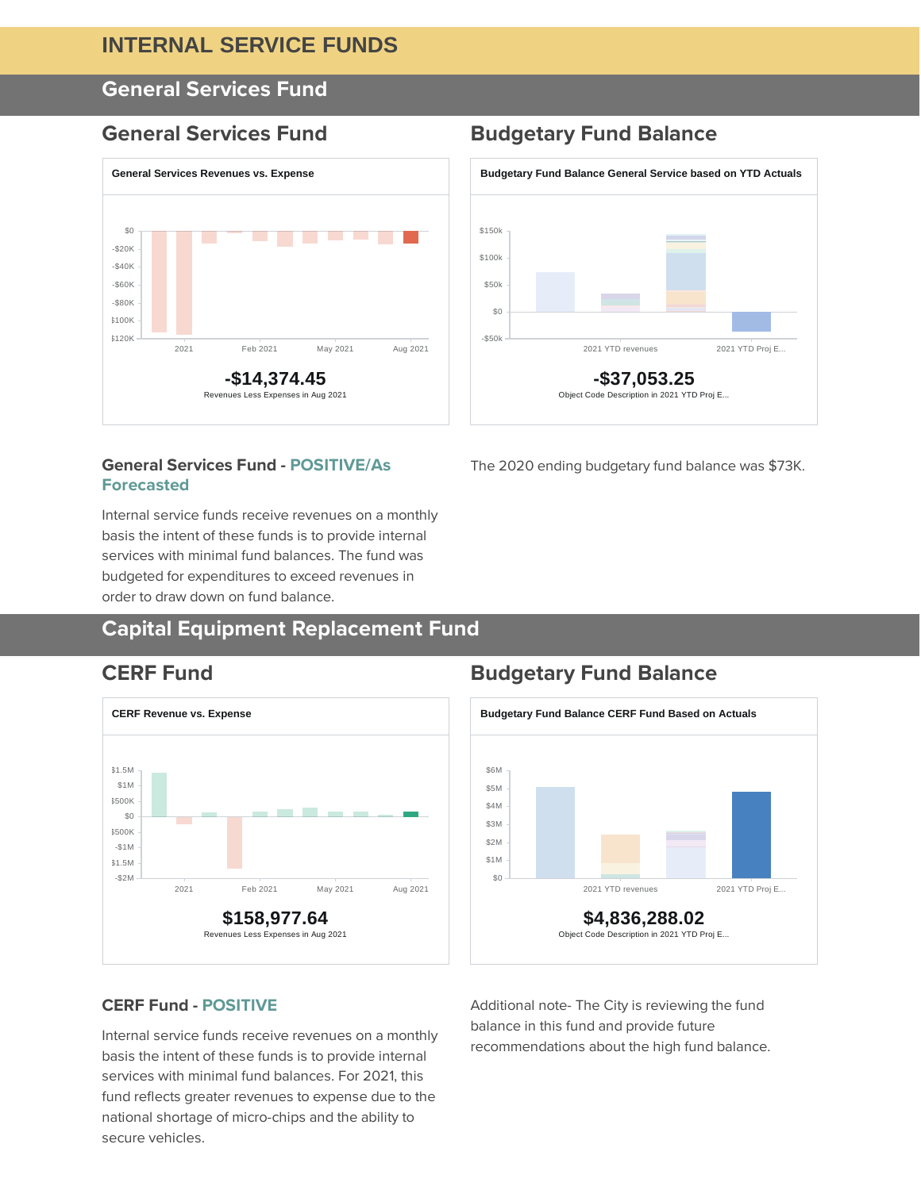# INTERNAL SERVICE FUNDS

## General Services Fund

### General Services Fund

General Services Revenues vs. Expense

**-$14,374.45**

Revenues Less Expenses in Aug 2021

### Budgetary Fund Balance

Budgetary Fund Balance General Service based on YTD Actuals

**-$37,053.25**

Object Code Description in 2021 YTD Proj E...

#### General Services Fund - POSITIVE/As Forecasted

Internal service funds receive revenues on a monthly basis the intent of these funds is to provide internal services with minimal fund balances. The fund was budgeted for expenditures to exceed revenues in order to draw down on fund balance.

The 2020 ending budgetary fund balance was $73K.

## Capital Equipment Replacement Fund

### CERF Fund

CERF Revenue vs. Expense

**$158,977.64**

Revenues Less Expenses in Aug 2021

### Budgetary Fund Balance

Budgetary Fund Balance CERF Fund Based on Actuals

**$4,836,288.02**

Object Code Description in 2021 YTD Proj E...

#### CERF Fund - POSITIVE

Internal service funds receive revenues on a monthly basis the intent of these funds is to provide internal services with minimal fund balances. For 2021, this fund reflects greater revenues to expense due to the national shortage of micro-chips and the ability to secure vehicles.

Additional note- The City is reviewing the fund balance in this fund and provide future recommendations about the high fund balance.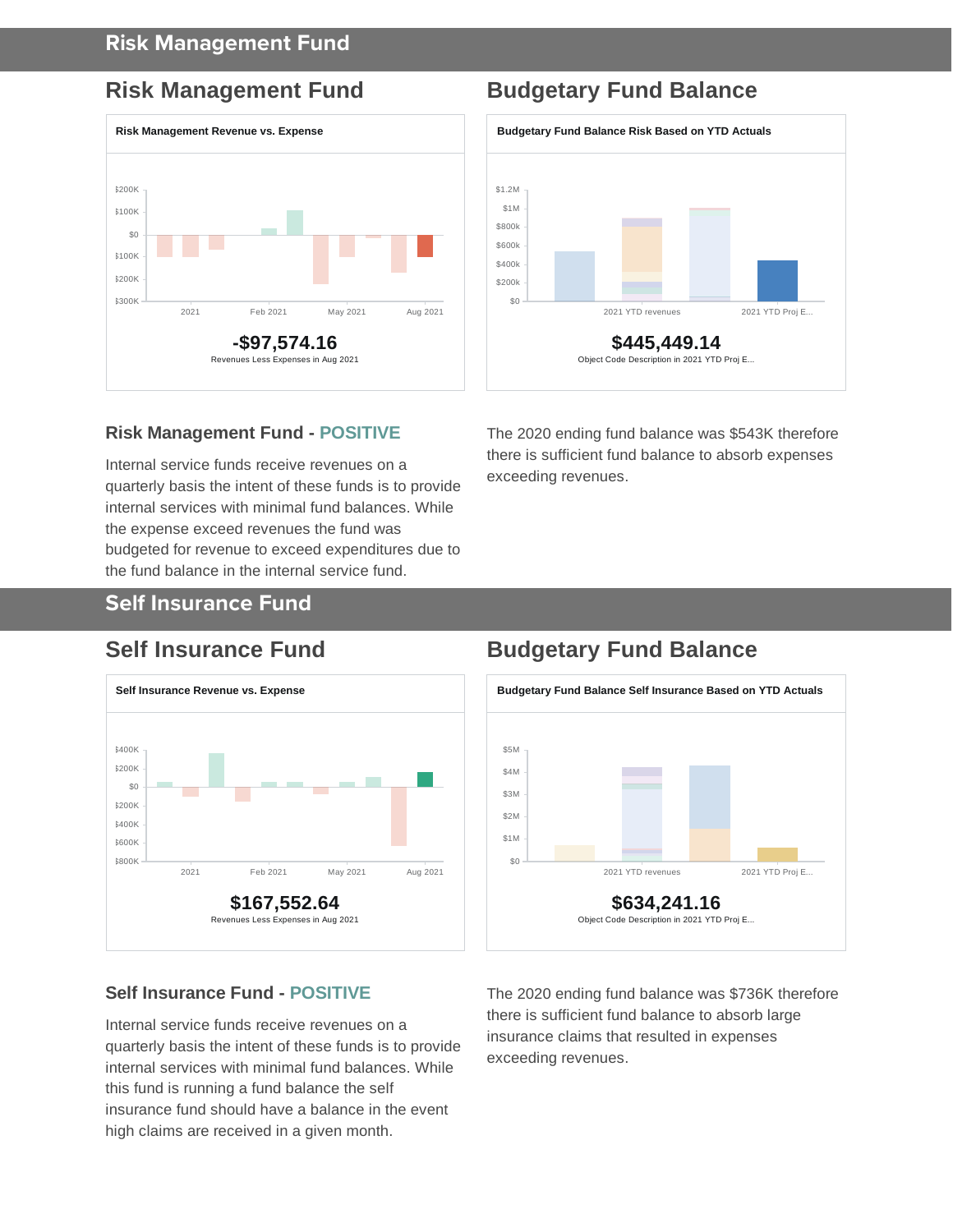# Risk Management Fund

## Risk Management Fund

**Risk Management Revenue vs. Expense**

$200K
$100K
$0
$100K
$200K
$300K
2021
Feb 2021
May 2021
Aug 2021

**-$97,574.16**

Revenues Less Expenses in Aug 2021

## Budgetary Fund Balance

**Budgetary Fund Balance Risk Based on YTD Actuals**

$1.2M
$1M
$800k
$600k
$400k
$200k
$0
2021 YTD revenues
2021 YTD Proj E...

**$445,449.14**

Object Code Description in 2021 YTD Proj E...

### Risk Management Fund - POSITIVE

Internal service funds receive revenues on a quarterly basis the intent of these funds is to provide internal services with minimal fund balances. While the expense exceed revenues the fund was budgeted for revenue to exceed expenditures due to the fund balance in the internal service fund.

The 2020 ending fund balance was $543K therefore there is sufficient fund balance to absorb expenses exceeding revenues.

# Self Insurance Fund

## Self Insurance Fund

**Self Insurance Revenue vs. Expense**

$400K
$200K
$0
$200K
$400K
$600K
$800K
2021
Feb 2021
May 2021
Aug 2021

**$167,552.64**

Revenues Less Expenses in Aug 2021

## Budgetary Fund Balance

**Budgetary Fund Balance Self Insurance Based on YTD Actuals**

$5M
$4M
$3M
$2M
$1M
$0
2021 YTD revenues
2021 YTD Proj E...

**$634,241.16**

Object Code Description in 2021 YTD Proj E...

### Self Insurance Fund - POSITIVE

Internal service funds receive revenues on a quarterly basis the intent of these funds is to provide internal services with minimal fund balances. While this fund is running a fund balance the self insurance fund should have a balance in the event high claims are received in a given month.

The 2020 ending fund balance was $736K therefore there is sufficient fund balance to absorb large insurance claims that resulted in expenses exceeding revenues.